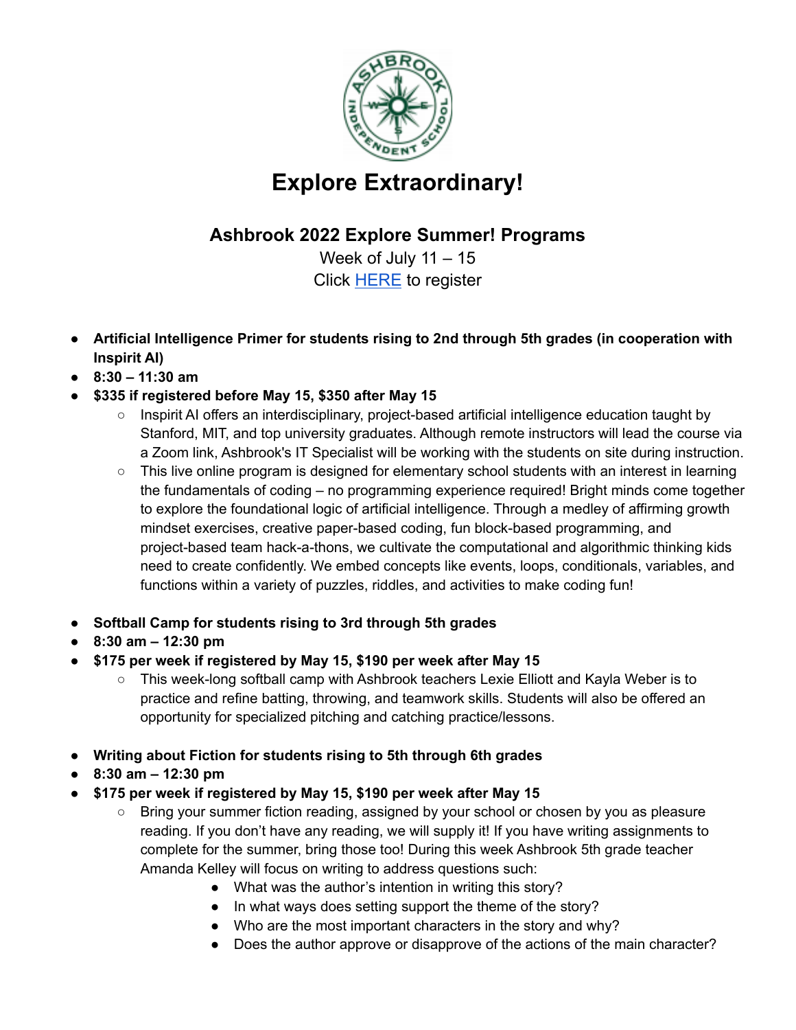# Explore Extraordinary!

## Ashbrook 2022 Explore Summer! Programs

Week of July 11 – 15

Click HERE to register

- **Artificial Intelligence Primer for students rising to 2nd through 5th grades (in cooperation with Inspirit AI)**
- **8:30 – 11:30 am**
- **$335 if registered before May 15, $350 after May 15**
  - Inspirit AI offers an interdisciplinary, project-based artificial intelligence education taught by Stanford, MIT, and top university graduates. Although remote instructors will lead the course via a Zoom link, Ashbrook's IT Specialist will be working with the students on site during instruction.
  - This live online program is designed for elementary school students with an interest in learning the fundamentals of coding – no programming experience required! Bright minds come together to explore the foundational logic of artificial intelligence. Through a medley of affirming growth mindset exercises, creative paper-based coding, fun block-based programming, and project-based team hack-a-thons, we cultivate the computational and algorithmic thinking kids need to create confidently. We embed concepts like events, loops, conditionals, variables, and functions within a variety of puzzles, riddles, and activities to make coding fun!

- **Softball Camp for students rising to 3rd through 5th grades**
- **8:30 am – 12:30 pm**
- **$175 per week if registered by May 15, $190 per week after May 15**
  - This week-long softball camp with Ashbrook teachers Lexie Elliott and Kayla Weber is to practice and refine batting, throwing, and teamwork skills. Students will also be offered an opportunity for specialized pitching and catching practice/lessons.

- **Writing about Fiction for students rising to 5th through 6th grades**
- **8:30 am – 12:30 pm**
- **$175 per week if registered by May 15, $190 per week after May 15**
  - Bring your summer fiction reading, assigned by your school or chosen by you as pleasure reading. If you don't have any reading, we will supply it! If you have writing assignments to complete for the summer, bring those too! During this week Ashbrook 5th grade teacher Amanda Kelley will focus on writing to address questions such:
    - What was the author's intention in writing this story?
    - In what ways does setting support the theme of the story?
    - Who are the most important characters in the story and why?
    - Does the author approve or disapprove of the actions of the main character?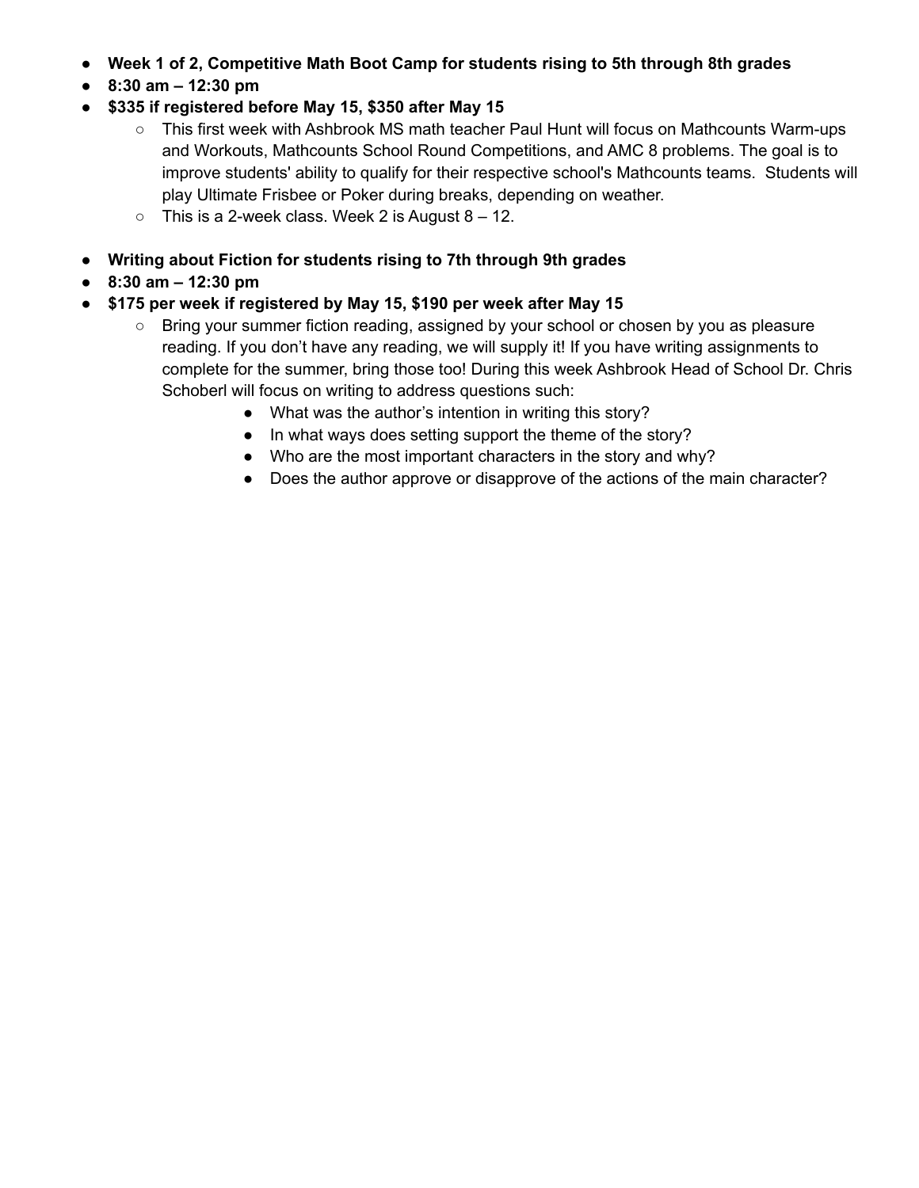- **Week 1 of 2, Competitive Math Boot Camp for students rising to 5th through 8th grades**
- **8:30 am – 12:30 pm**
- **$335 if registered before May 15, $350 after May 15**
  - This first week with Ashbrook MS math teacher Paul Hunt will focus on Mathcounts Warm-ups and Workouts, Mathcounts School Round Competitions, and AMC 8 problems. The goal is to improve students' ability to qualify for their respective school's Mathcounts teams. Students will play Ultimate Frisbee or Poker during breaks, depending on weather.
  - This is a 2-week class. Week 2 is August 8 – 12.

- **Writing about Fiction for students rising to 7th through 9th grades**
- **8:30 am – 12:30 pm**
- **$175 per week if registered by May 15, $190 per week after May 15**
  - Bring your summer fiction reading, assigned by your school or chosen by you as pleasure reading. If you don't have any reading, we will supply it! If you have writing assignments to complete for the summer, bring those too! During this week Ashbrook Head of School Dr. Chris Schoberl will focus on writing to address questions such:
    - What was the author's intention in writing this story?
    - In what ways does setting support the theme of the story?
    - Who are the most important characters in the story and why?
    - Does the author approve or disapprove of the actions of the main character?